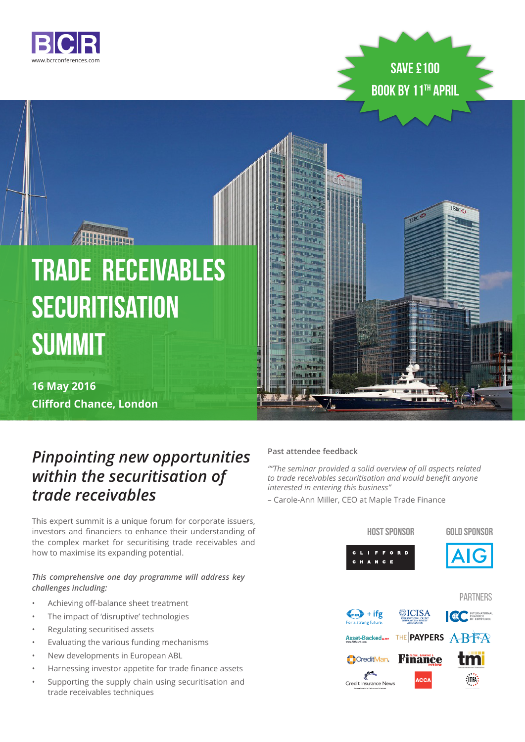BCR

www.bcrconferences.com

SAVE £100

BOOK BY 11TH APRIL

# TRADE RECEIVABLES SECURITISATION SUMMIT

**16 May 2016**

**Clifford Chance, London**

## *Pinpointing new opportunities within the securitisation of trade receivables*

This expert summit is a unique forum for corporate issuers, investors and financiers to enhance their understanding of the complex market for securitising trade receivables and how to maximise its expanding potential.

*This comprehensive one day programme will address key challenges including:*

- Achieving off-balance sheet treatment
- The impact of 'disruptive' technologies
- Regulating securitised assets
- Evaluating the various funding mechanisms
- New developments in European ABL
- Harnessing investor appetite for trade finance assets
- Supporting the supply chain using securitisation and trade receivables techniques

**Past attendee feedback**

*""The seminar provided a solid overview of all aspects related to trade receivables securitisation and would benefit anyone interested in entering this business"*

– Carole-Ann Miller, CEO at Maple Trade Finance

HOST SPONSOR

CLIFFORD CHANCE

GOLD SPONSOR

AIG

PARTNERS

FCI + ifg – For a strong future.

ICISA – International Credit Insurance & Surety Association

ICC – International Chamber of Commerce

Asset-Backed Alert

THE PAYPERS

ABFA

CreditMan.

Global Banking & Finance Review

tmi

Credit Insurance News

ACCA

ITFA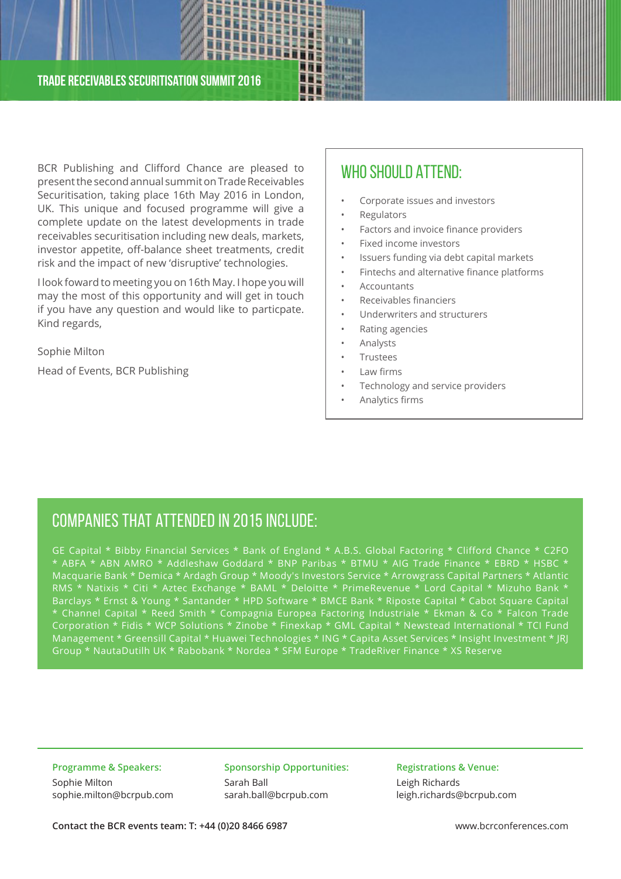BCR Publishing and Clifford Chance are pleased to present the second annual summit on Trade Receivables Securitisation, taking place 16th May 2016 in London, UK. This unique and focused programme will give a complete update on the latest developments in trade receivables securitisation including new deals, markets, investor appetite, off-balance sheet treatments, credit risk and the impact of new 'disruptive' technologies.

I look foward to meeting you on 16th May. I hope you will may the most of this opportunity and will get in touch if you have any question and would like to particpate. Kind regards,

Sophie Milton

Head of Events, BCR Publishing

## WHO SHOULD ATTEND:

- Corporate issues and investors
- Regulators
- Factors and invoice finance providers
- Fixed income investors
- Issuers funding via debt capital markets
- Fintechs and alternative finance platforms
- Accountants
- Receivables financiers
- Underwriters and structurers
- Rating agencies
- Analysts
- Trustees
- Law firms
- Technology and service providers
- Analytics firms

## COMPANIES THAT ATTENDED IN 2015 INCLUDE:

GE Capital * Bibby Financial Services * Bank of England * A.B.S. Global Factoring * Clifford Chance * C2FO * ABFA * ABN AMRO * Addleshaw Goddard * BNP Paribas * BTMU * AIG Trade Finance * EBRD * HSBC * Macquarie Bank * Demica * Ardagh Group * Moody's Investors Service * Arrowgrass Capital Partners * Atlantic RMS * Natixis * Citi * Aztec Exchange * BAML * Deloitte * PrimeRevenue * Lord Capital * Mizuho Bank * Barclays * Ernst & Young * Santander * HPD Software * BMCE Bank * Riposte Capital * Cabot Square Capital * Channel Capital * Reed Smith * Compagnia Europea Factoring Industriale * Ekman & Co * Falcon Trade Corporation * Fidis * WCP Solutions * Zinobe * Finexkap * GML Capital * Newstead International * TCI Fund Management * Greensill Capital * Huawei Technologies * ING * Capita Asset Services * Insight Investment * JRJ Group * NautaDutilh UK * Rabobank * Nordea * SFM Europe * TradeRiver Finance * XS Reserve

**Programme & Speakers:**
Sophie Milton
sophie.milton@bcrpub.com

**Sponsorship Opportunities:**
Sarah Ball
sarah.ball@bcrpub.com

**Registrations & Venue:**
Leigh Richards
leigh.richards@bcrpub.com

**Contact the BCR events team: T: +44 (0)20 8466 6987**

www.bcrconferences.com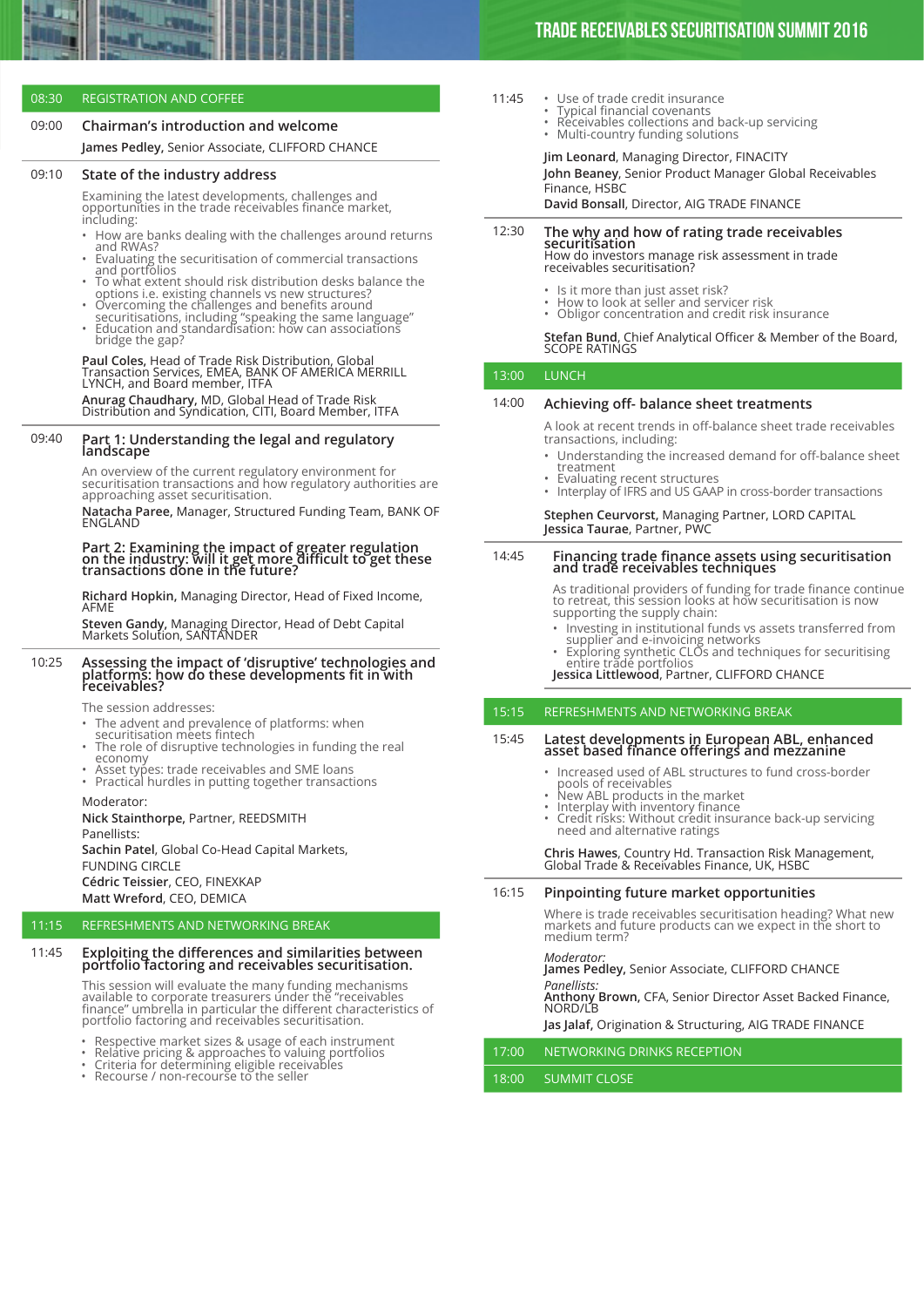# TRADE RECEIVABLES SECURITISATION SUMMIT 2016

**08:30** REGISTRATION AND COFFEE

**09:00** **Chairman's introduction and welcome**

**James Pedley,** Senior Associate, CLIFFORD CHANCE

**09:10** **State of the industry address**

Examining the latest developments, challenges and opportunities in the trade receivables finance market, including:

- How are banks dealing with the challenges around returns and RWAs?
- Evaluating the securitisation of commercial transactions and portfolios
- To what extent should risk distribution desks balance the options i.e. existing channels vs new structures?
- Overcoming the challenges and benefits around securitisations, including "speaking the same language"
- Education and standardisation: how can associations bridge the gap?

**Paul Coles,** Head of Trade Risk Distribution, Global Transaction Services, EMEA, BANK OF AMERICA MERRILL LYNCH, and Board member, ITFA

**Anurag Chaudhary,** MD, Global Head of Trade Risk Distribution and Syndication, CITI, Board Member, ITFA

**09:40** **Part 1: Understanding the legal and regulatory landscape**

An overview of the current regulatory environment for securitisation transactions and how regulatory authorities are approaching asset securitisation.

**Natacha Paree,** Manager, Structured Funding Team, BANK OF ENGLAND

**Part 2: Examining the impact of greater regulation on the industry: will it get more difficult to get these transactions done in the future?**

**Richard Hopkin,** Managing Director, Head of Fixed Income, AFME

**Steven Gandy,** Managing Director, Head of Debt Capital Markets Solution, SANTANDER

**10:25** **Assessing the impact of 'disruptive' technologies and platforms: how do these developments fit in with receivables?**

The session addresses:

- The advent and prevalence of platforms: when securitisation meets fintech
- The role of disruptive technologies in funding the real economy
- Asset types: trade receivables and SME loans
- Practical hurdles in putting together transactions

Moderator:

**Nick Stainthorpe,** Partner, REEDSMITH

Panellists:

**Sachin Patel**, Global Co-Head Capital Markets, FUNDING CIRCLE

**Cédric Teissier**, CEO, FINEXKAP

**Matt Wreford**, CEO, DEMICA

**11:15** REFRESHMENTS AND NETWORKING BREAK

**11:45** **Exploiting the differences and similarities between portfolio factoring and receivables securitisation.**

This session will evaluate the many funding mechanisms available to corporate treasurers under the "receivables finance" umbrella in particular the different characteristics of portfolio factoring and receivables securitisation.

- Respective market sizes & usage of each instrument
- Relative pricing & approaches to valuing portfolios
- Criteria for determining eligible receivables
- Recourse / non-recourse to the seller
- Use of trade credit insurance
- Typical financial covenants
- Receivables collections and back-up servicing
- Multi-country funding solutions

**Jim Leonard**, Managing Director, FINACITY

**John Beaney**, Senior Product Manager Global Receivables Finance, HSBC

**David Bonsall**, Director, AIG TRADE FINANCE

**12:30** **The why and how of rating trade receivables securitisation**

How do investors manage risk assessment in trade receivables securitisation?

- Is it more than just asset risk?
- How to look at seller and servicer risk
- Obligor concentration and credit risk insurance

**Stefan Bund**, Chief Analytical Officer & Member of the Board, SCOPE RATINGS

**13:00** LUNCH

**14:00** **Achieving off- balance sheet treatments**

A look at recent trends in off-balance sheet trade receivables transactions, including:

- Understanding the increased demand for off-balance sheet treatment
- Evaluating recent structures
- Interplay of IFRS and US GAAP in cross-border transactions

**Stephen Ceurvorst,** Managing Partner, LORD CAPITAL

**Jessica Taurae**, Partner, PWC

**14:45** **Financing trade finance assets using securitisation and trade receivables techniques**

As traditional providers of funding for trade finance continue to retreat, this session looks at how securitisation is now supporting the supply chain:

- Investing in institutional funds vs assets transferred from supplier and e-invoicing networks
- Exploring synthetic CLOs and techniques for securitising entire trade portfolios

**Jessica Littlewood**, Partner, CLIFFORD CHANCE

**15:15** REFRESHMENTS AND NETWORKING BREAK

**15:45** **Latest developments in European ABL, enhanced asset based finance offerings and mezzanine**

- Increased used of ABL structures to fund cross-border pools of receivables
- New ABL products in the market
- Interplay with inventory finance
- Credit risks: Without credit insurance back-up servicing need and alternative ratings

**Chris Hawes**, Country Hd. Transaction Risk Management, Global Trade & Receivables Finance, UK, HSBC

**16:15** **Pinpointing future market opportunities**

Where is trade receivables securitisation heading? What new markets and future products can we expect in the short to medium term?

*Moderator:*

**James Pedley**, Senior Associate, CLIFFORD CHANCE

*Panellists:*

**Anthony Brown**, CFA, Senior Director Asset Backed Finance, NORD/LB

**Jas Jalaf**, Origination & Structuring, AIG TRADE FINANCE

**17:00** NETWORKING DRINKS RECEPTION

**18:00** SUMMIT CLOSE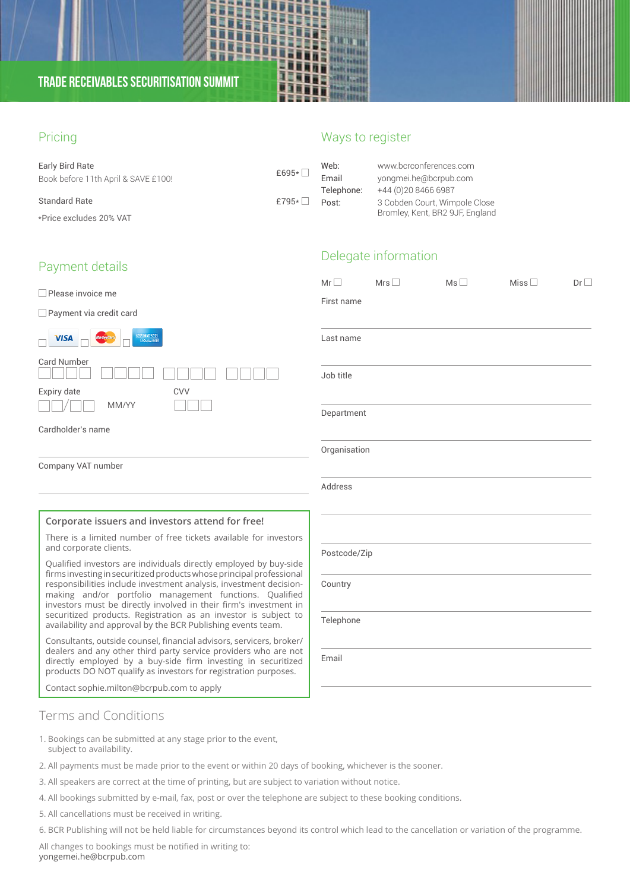# TRADE RECEIVABLES SECURITISATION SUMMIT

## Pricing

| | | |
|---|---|---|
| Early Bird Rate<br>Book before 11th April & SAVE £100! | £695* | ☐ |
| Standard Rate | £795* | ☐ |

*Price excludes 20% VAT

## Ways to register

| | |
|---|---|
| Web: | www.bcrconferences.com |
| Email | yongmei.he@bcrpub.com |
| Telephone: | +44 (0)20 8466 6987 |
| Post: | 3 Cobden Court, Wimpole Close<br>Bromley, Kent, BR2 9JF, England |

## Payment details

☐ Please invoice me

☐ Payment via credit card

☐ VISA ☐ MasterCard ☐ American Express

Card Number

Expiry date ☐☐/☐☐ MM/YY

CVV

Cardholder's name

Company VAT number

## Delegate information

Mr ☐ Mrs ☐ Ms ☐ Miss ☐ Dr ☐

First name

Last name

Job title

Department

Organisation

Address

Postcode/Zip

Country

Telephone

Email

**Corporate issuers and investors attend for free!**

There is a limited number of free tickets available for investors and corporate clients.

Qualified investors are individuals directly employed by buy-side firms investing in securitized products whose principal professional responsibilities include investment analysis, investment decision-making and/or portfolio management functions. Qualified investors must be directly involved in their firm's investment in securitized products. Registration as an investor is subject to availability and approval by the BCR Publishing events team.

Consultants, outside counsel, financial advisors, servicers, broker/dealers and any other third party service providers who are not directly employed by a buy-side firm investing in securitized products DO NOT qualify as investors for registration purposes.

Contact sophie.milton@bcrpub.com to apply

## Terms and Conditions

1. Bookings can be submitted at any stage prior to the event, subject to availability.
2. All payments must be made prior to the event or within 20 days of booking, whichever is the sooner.
3. All speakers are correct at the time of printing, but are subject to variation without notice.
4. All bookings submitted by e-mail, fax, post or over the telephone are subject to these booking conditions.
5. All cancellations must be received in writing.
6. BCR Publishing will not be held liable for circumstances beyond its control which lead to the cancellation or variation of the programme.

All changes to bookings must be notified in writing to:
yongemei.he@bcrpub.com